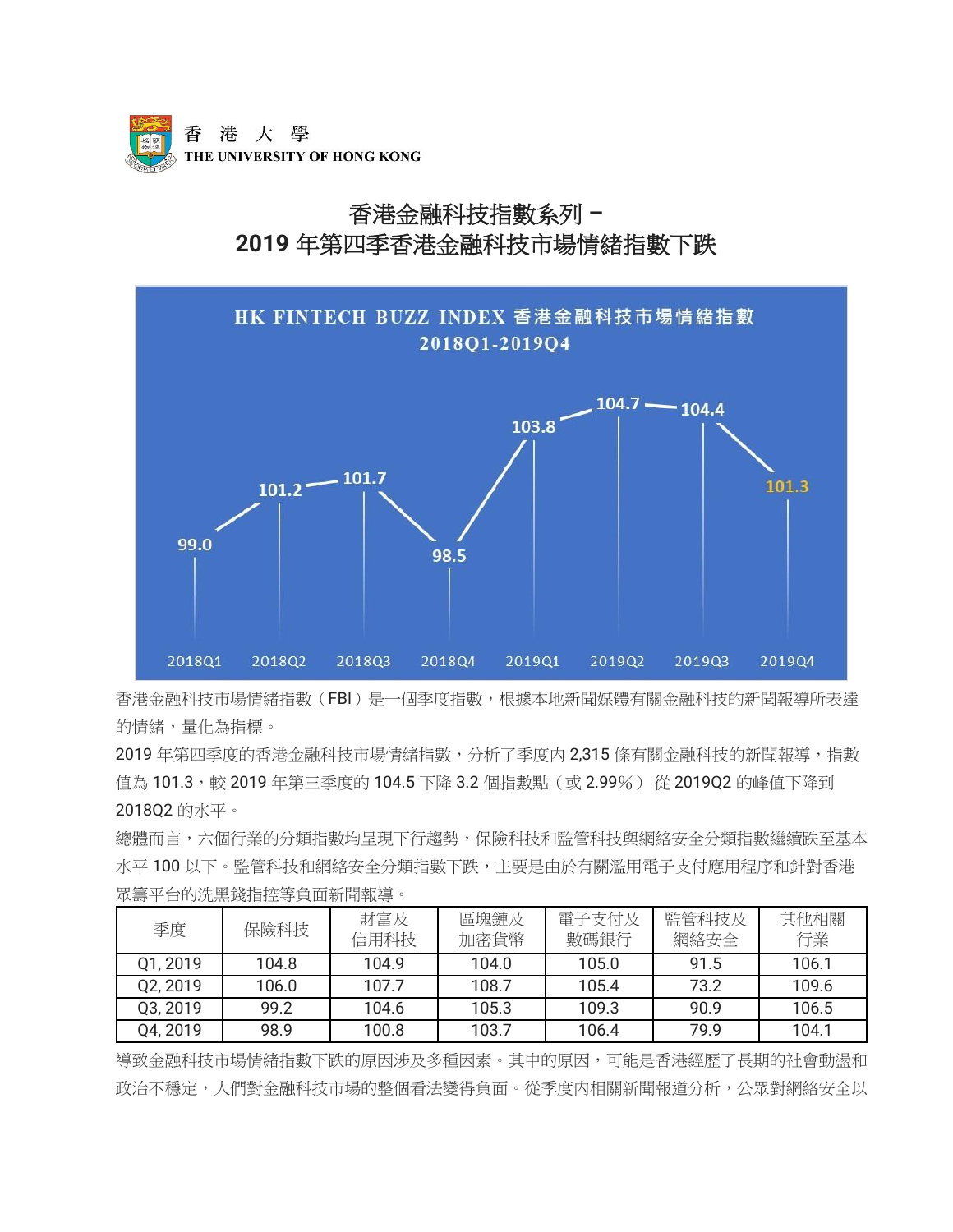香港大學
THE UNIVERSITY OF HONG KONG

# 香港金融科技指數系列 –
# 2019 年第四季香港金融科技市場情緒指數下跌

香港金融科技市場情緒指數（FBI）是一個季度指數，根據本地新聞媒體有關金融科技的新聞報導所表達的情緒，量化為指標。

2019 年第四季度的香港金融科技市場情緒指數，分析了季度內 2,315 條有關金融科技的新聞報導，指數值為 101.3，較 2019 年第三季度的 104.5 下降 3.2 個指數點（或 2.99%） 從 2019Q2 的峰值下降到 2018Q2 的水平。

總體而言，六個行業的分類指數均呈現下行趨勢，保險科技和監管科技與網絡安全分類指數繼續跌至基本水平 100 以下。監管科技和網絡安全分類指數下跌，主要是由於有關濫用電子支付應用程序和針對香港眾籌平台的洗黑錢指控等負面新聞報導。

| 季度 | 保險科技 | 財富及信用科技 | 區塊鏈及加密貨幣 | 電子支付及數碼銀行 | 監管科技及網絡安全 | 其他相關行業 |
|---|---|---|---|---|---|---|
| Q1, 2019 | 104.8 | 104.9 | 104.0 | 105.0 | 91.5 | 106.1 |
| Q2, 2019 | 106.0 | 107.7 | 108.7 | 105.4 | 73.2 | 109.6 |
| Q3, 2019 | 99.2 | 104.6 | 105.3 | 109.3 | 90.9 | 106.5 |
| Q4, 2019 | 98.9 | 100.8 | 103.7 | 106.4 | 79.9 | 104.1 |

導致金融科技市場情緒指數下跌的原因涉及多種因素。其中的原因，可能是香港經歷了長期的社會動盪和政治不穩定，人們對金融科技市場的整個看法變得負面。從季度內相關新聞報道分析，公眾對網絡安全以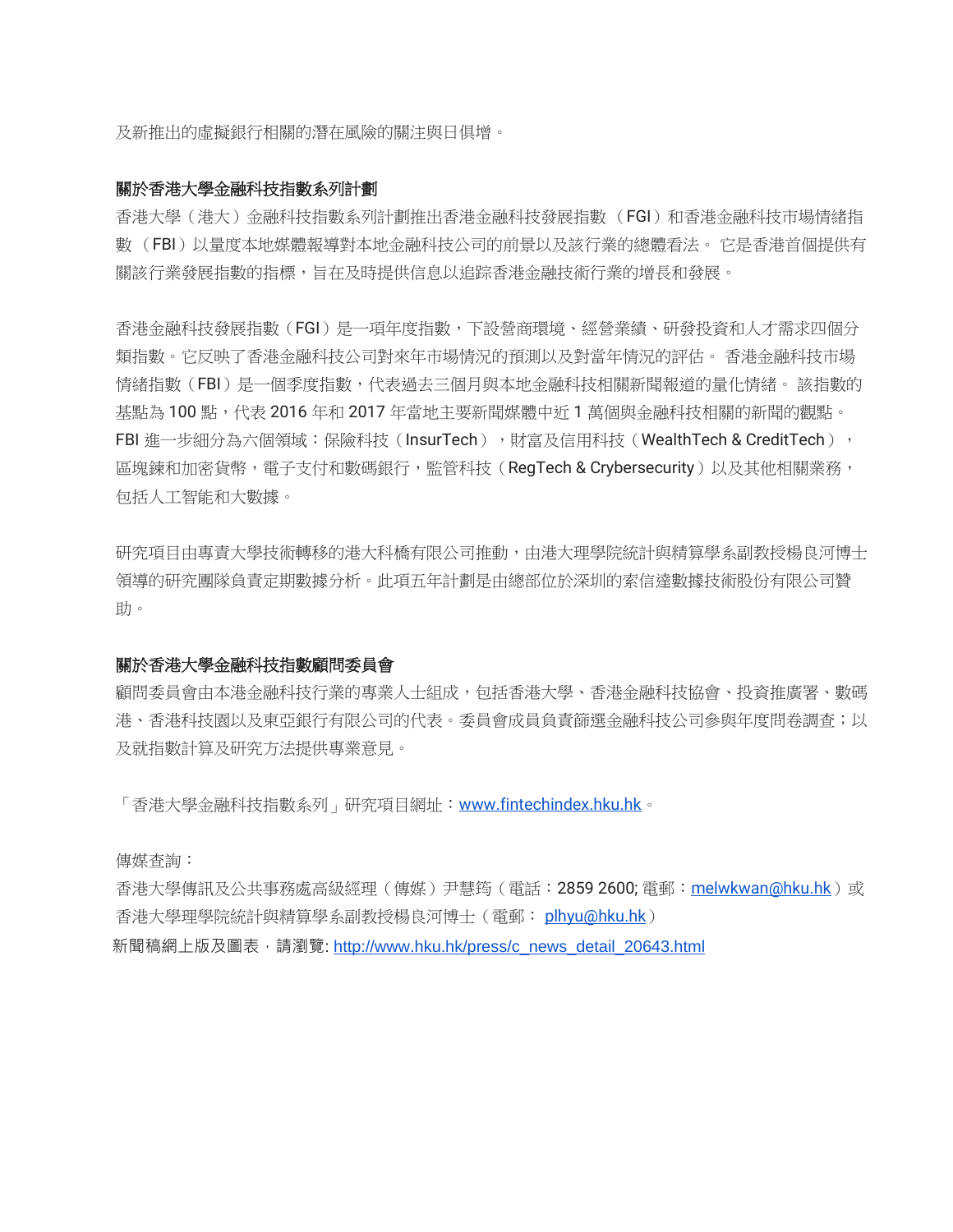及新推出的虛擬銀行相關的潛在風險的關注與日俱增。

**關於香港大學金融科技指數系列計劃**

香港大學（港大）金融科技指數系列計劃推出香港金融科技發展指數 （FGI）和香港金融科技市場情緒指數 （FBI）以量度本地媒體報導對本地金融科技公司的前景以及該行業的總體看法。 它是香港首個提供有關該行業發展指數的指標，旨在及時提供信息以追踪香港金融技術行業的增長和發展。

香港金融科技發展指數（FGI）是一項年度指數，下設營商環境、經營業績、研發投資和人才需求四個分類指數。它反映了香港金融科技公司對來年市場情況的預測以及對當年情況的評估。 香港金融科技市場情緒指數（FBI）是一個季度指數，代表過去三個月與本地金融科技相關新聞報道的量化情緒。 該指數的基點為 100 點，代表 2016 年和 2017 年當地主要新聞媒體中近 1 萬個與金融科技相關的新聞的觀點。FBI 進一步細分為六個領域：保險科技（InsurTech），財富及信用科技（WealthTech & CreditTech），區塊鏈和加密貨幣，電子支付和數碼銀行，監管科技（RegTech & Crybersecurity）以及其他相關業務，包括人工智能和大數據。

研究項目由專責大學技術轉移的港大科橋有限公司推動，由港大理學院統計與精算學系副教授楊良河博士領導的研究團隊負責定期數據分析。此項五年計劃是由總部位於深圳的索信達數據技術股份有限公司贊助。

**關於香港大學金融科技指數顧問委員會**

顧問委員會由本港金融科技行業的專業人士組成，包括香港大學、香港金融科技協會、投資推廣署、數碼港、香港科技園以及東亞銀行有限公司的代表。委員會成員負責篩選金融科技公司參與年度問卷調查；以及就指數計算及研究方法提供專業意見。

「香港大學金融科技指數系列」研究項目網址：www.fintechindex.hku.hk。

傳媒查詢：

香港大學傳訊及公共事務處高級經理（傳媒）尹慧筠（電話：2859 2600; 電郵：melwkwan@hku.hk）或香港大學理學院統計與精算學系副教授楊良河博士（電郵： plhyu@hku.hk）

新聞稿網上版及圖表，請瀏覽: http://www.hku.hk/press/c_news_detail_20643.html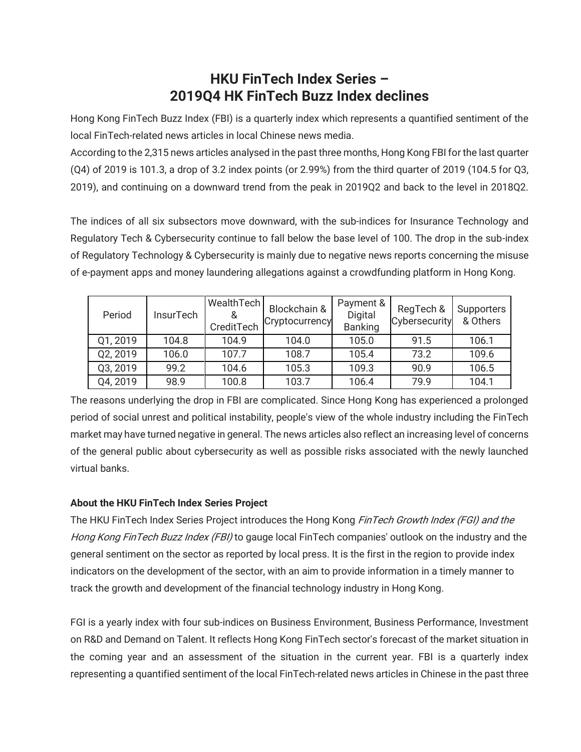# HKU FinTech Index Series – 2019Q4 HK FinTech Buzz Index declines

Hong Kong FinTech Buzz Index (FBI) is a quarterly index which represents a quantified sentiment of the local FinTech-related news articles in local Chinese news media.

According to the 2,315 news articles analysed in the past three months, Hong Kong FBI for the last quarter (Q4) of 2019 is 101.3, a drop of 3.2 index points (or 2.99%) from the third quarter of 2019 (104.5 for Q3, 2019), and continuing on a downward trend from the peak in 2019Q2 and back to the level in 2018Q2.

The indices of all six subsectors move downward, with the sub-indices for Insurance Technology and Regulatory Tech & Cybersecurity continue to fall below the base level of 100. The drop in the sub-index of Regulatory Technology & Cybersecurity is mainly due to negative news reports concerning the misuse of e-payment apps and money laundering allegations against a crowdfunding platform in Hong Kong.

| Period | InsurTech | WealthTech & CreditTech | Blockchain & Cryptocurrency | Payment & Digital Banking | RegTech & Cybersecurity | Supporters & Others |
|---|---|---|---|---|---|---|
| Q1, 2019 | 104.8 | 104.9 | 104.0 | 105.0 | 91.5 | 106.1 |
| Q2, 2019 | 106.0 | 107.7 | 108.7 | 105.4 | 73.2 | 109.6 |
| Q3, 2019 | 99.2 | 104.6 | 105.3 | 109.3 | 90.9 | 106.5 |
| Q4, 2019 | 98.9 | 100.8 | 103.7 | 106.4 | 79.9 | 104.1 |

The reasons underlying the drop in FBI are complicated. Since Hong Kong has experienced a prolonged period of social unrest and political instability, people's view of the whole industry including the FinTech market may have turned negative in general. The news articles also reflect an increasing level of concerns of the general public about cybersecurity as well as possible risks associated with the newly launched virtual banks.

**About the HKU FinTech Index Series Project**

The HKU FinTech Index Series Project introduces the Hong Kong *FinTech Growth Index (FGI) and the Hong Kong FinTech Buzz Index (FBI)* to gauge local FinTech companies' outlook on the industry and the general sentiment on the sector as reported by local press. It is the first in the region to provide index indicators on the development of the sector, with an aim to provide information in a timely manner to track the growth and development of the financial technology industry in Hong Kong.

FGI is a yearly index with four sub-indices on Business Environment, Business Performance, Investment on R&D and Demand on Talent. It reflects Hong Kong FinTech sector's forecast of the market situation in the coming year and an assessment of the situation in the current year. FBI is a quarterly index representing a quantified sentiment of the local FinTech-related news articles in Chinese in the past three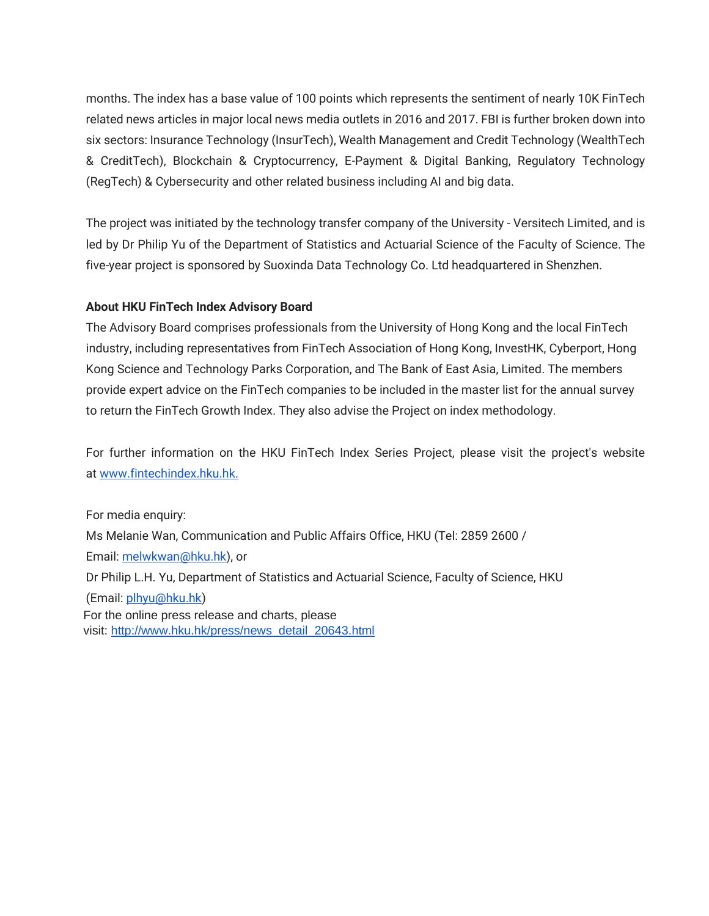months. The index has a base value of 100 points which represents the sentiment of nearly 10K FinTech related news articles in major local news media outlets in 2016 and 2017. FBI is further broken down into six sectors: Insurance Technology (InsurTech), Wealth Management and Credit Technology (WealthTech & CreditTech), Blockchain & Cryptocurrency, E-Payment & Digital Banking, Regulatory Technology (RegTech) & Cybersecurity and other related business including AI and big data.

The project was initiated by the technology transfer company of the University - Versitech Limited, and is led by Dr Philip Yu of the Department of Statistics and Actuarial Science of the Faculty of Science. The five-year project is sponsored by Suoxinda Data Technology Co. Ltd headquartered in Shenzhen.

**About HKU FinTech Index Advisory Board**

The Advisory Board comprises professionals from the University of Hong Kong and the local FinTech industry, including representatives from FinTech Association of Hong Kong, InvestHK, Cyberport, Hong Kong Science and Technology Parks Corporation, and The Bank of East Asia, Limited. The members provide expert advice on the FinTech companies to be included in the master list for the annual survey to return the FinTech Growth Index. They also advise the Project on index methodology.

For further information on the HKU FinTech Index Series Project, please visit the project's website at www.fintechindex.hku.hk.

For media enquiry:
Ms Melanie Wan, Communication and Public Affairs Office, HKU (Tel: 2859 2600 /
Email: melwkwan@hku.hk), or
Dr Philip L.H. Yu, Department of Statistics and Actuarial Science, Faculty of Science, HKU
(Email: plhyu@hku.hk)
For the online press release and charts, please visit: http://www.hku.hk/press/news_detail_20643.html